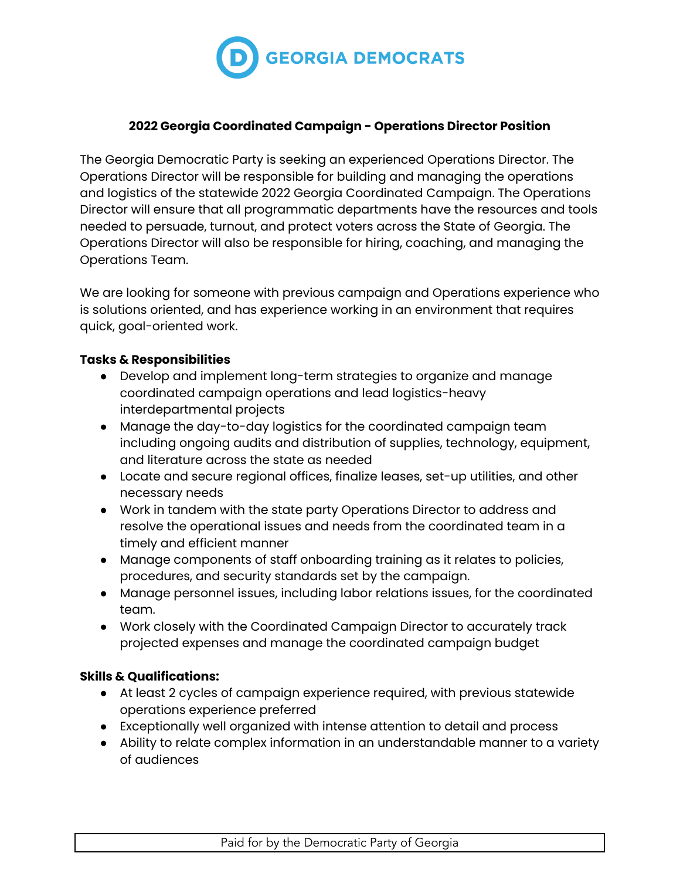GEORGIA DEMOCRATS

## 2022 Georgia Coordinated Campaign - Operations Director Position

The Georgia Democratic Party is seeking an experienced Operations Director. The Operations Director will be responsible for building and managing the operations and logistics of the statewide 2022 Georgia Coordinated Campaign. The Operations Director will ensure that all programmatic departments have the resources and tools needed to persuade, turnout, and protect voters across the State of Georgia. The Operations Director will also be responsible for hiring, coaching, and managing the Operations Team.

We are looking for someone with previous campaign and Operations experience who is solutions oriented, and has experience working in an environment that requires quick, goal-oriented work.

**Tasks & Responsibilities**

- Develop and implement long-term strategies to organize and manage coordinated campaign operations and lead logistics-heavy interdepartmental projects
- Manage the day-to-day logistics for the coordinated campaign team including ongoing audits and distribution of supplies, technology, equipment, and literature across the state as needed
- Locate and secure regional offices, finalize leases, set-up utilities, and other necessary needs
- Work in tandem with the state party Operations Director to address and resolve the operational issues and needs from the coordinated team in a timely and efficient manner
- Manage components of staff onboarding training as it relates to policies, procedures, and security standards set by the campaign.
- Manage personnel issues, including labor relations issues, for the coordinated team.
- Work closely with the Coordinated Campaign Director to accurately track projected expenses and manage the coordinated campaign budget

**Skills & Qualifications:**

- At least 2 cycles of campaign experience required, with previous statewide operations experience preferred
- Exceptionally well organized with intense attention to detail and process
- Ability to relate complex information in an understandable manner to a variety of audiences

Paid for by the Democratic Party of Georgia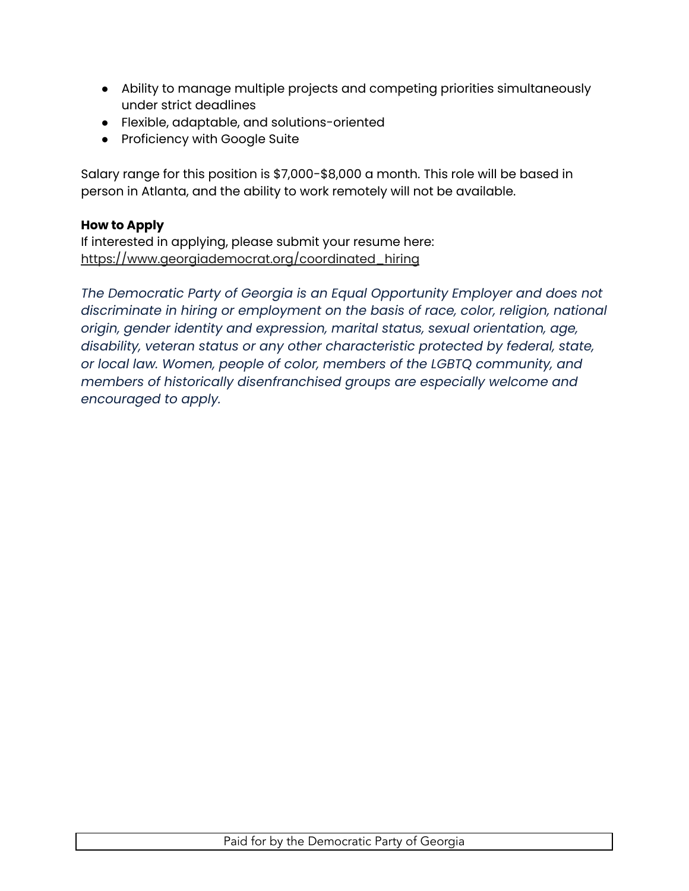- Ability to manage multiple projects and competing priorities simultaneously under strict deadlines
- Flexible, adaptable, and solutions-oriented
- Proficiency with Google Suite

Salary range for this position is $7,000-$8,000 a month. This role will be based in person in Atlanta, and the ability to work remotely will not be available.

**How to Apply**
If interested in applying, please submit your resume here:
https://www.georgiademocrat.org/coordinated_hiring

*The Democratic Party of Georgia is an Equal Opportunity Employer and does not discriminate in hiring or employment on the basis of race, color, religion, national origin, gender identity and expression, marital status, sexual orientation, age, disability, veteran status or any other characteristic protected by federal, state, or local law. Women, people of color, members of the LGBTQ community, and members of historically disenfranchised groups are especially welcome and encouraged to apply.*

Paid for by the Democratic Party of Georgia